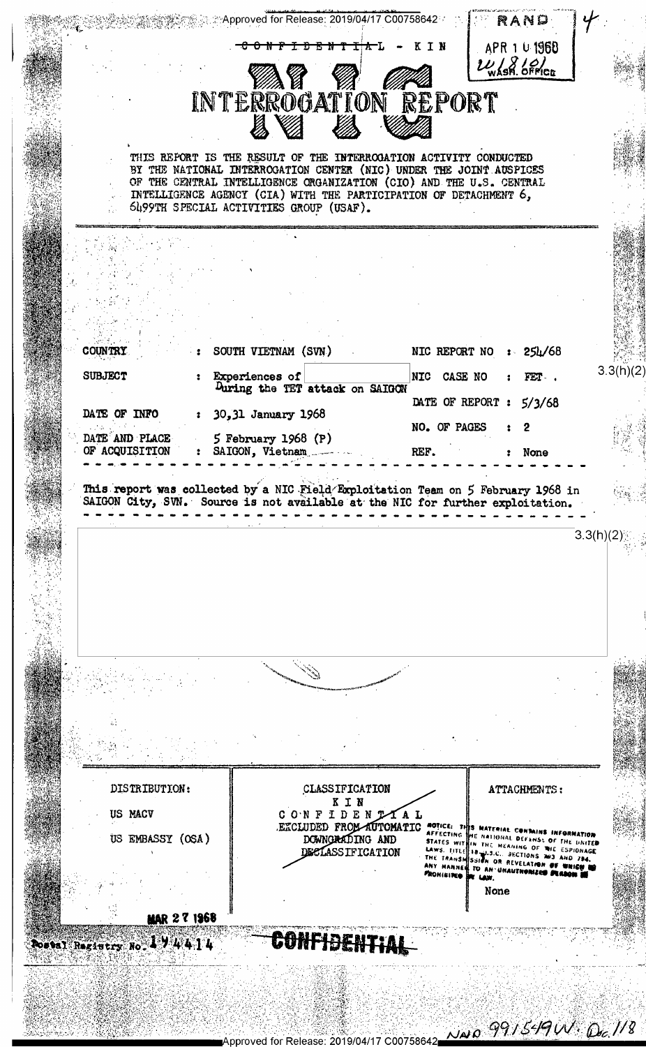CONFIDENTIAL - KIN

RAND
APR 1 0 1968
WASH. OFFICE

# NIC
# INTERROGATION REPORT

THIS REPORT IS THE RESULT OF THE INTERROGATION ACTIVITY CONDUCTED BY THE NATIONAL INTERROGATION CENTER (NIC) UNDER THE JOINT AUSPICES OF THE CENTRAL INTELLIGENCE ORGANIZATION (CIO) AND THE U.S. CENTRAL INTELLIGENCE AGENCY (CIA) WITH THE PARTICIPATION OF DETACHMENT 6, 6499TH SPECIAL ACTIVITIES GROUP (USAF).

| | | | | |
|---|---|---|---|---|
| COUNTRY | : SOUTH VIETNAM (SVN) | NIC REPORT NO | : | 254/68 |
| SUBJECT | : Experiences of [redacted] During the TET attack on SAIGON | NIC CASE NO | : | FET . |
| | | DATE OF REPORT | : | 5/3/68 |
| DATE OF INFO | : 30,31 January 1968 | NO. OF PAGES | : | 2 |
| DATE AND PLACE OF ACQUISITION | : 5 February 1968 (P) SAIGON, Vietnam | REF. | : | None |

3.3(h)(2)

This report was collected by a NIC Field Exploitation Team on 5 February 1968 in SAIGON City, SVN. Source is not available at the NIC for further exploitation.

[redacted] 3.3(h)(2)

| DISTRIBUTION: | CLASSIFICATION | ATTACHMENTS: |
|---|---|---|
| US MACV | KIN CONFIDENTIAL EXCLUDED FROM AUTOMATIC DOWNGRADING AND DECLASSIFICATION | NOTICE: THIS MATERIAL CONTAINS INFORMATION AFFECTING THE NATIONAL DEFENSE OF THE UNITED STATES WITHIN THE MEANING OF THE ESPIONAGE LAWS, TITLE 18, U.S.C. SECTIONS 793 AND 794, THE TRANSMISSION OR REVELATION OF WHICH IN ANY MANNER TO AN UNAUTHORIZED PERSON IS PROHIBITED BY LAW. |
| US EMBASSY (OSA) | | None |

MAR 27 1968

Postal Registry No. 194414

CONFIDENTIAL

NND 991549W. Doc. 1/8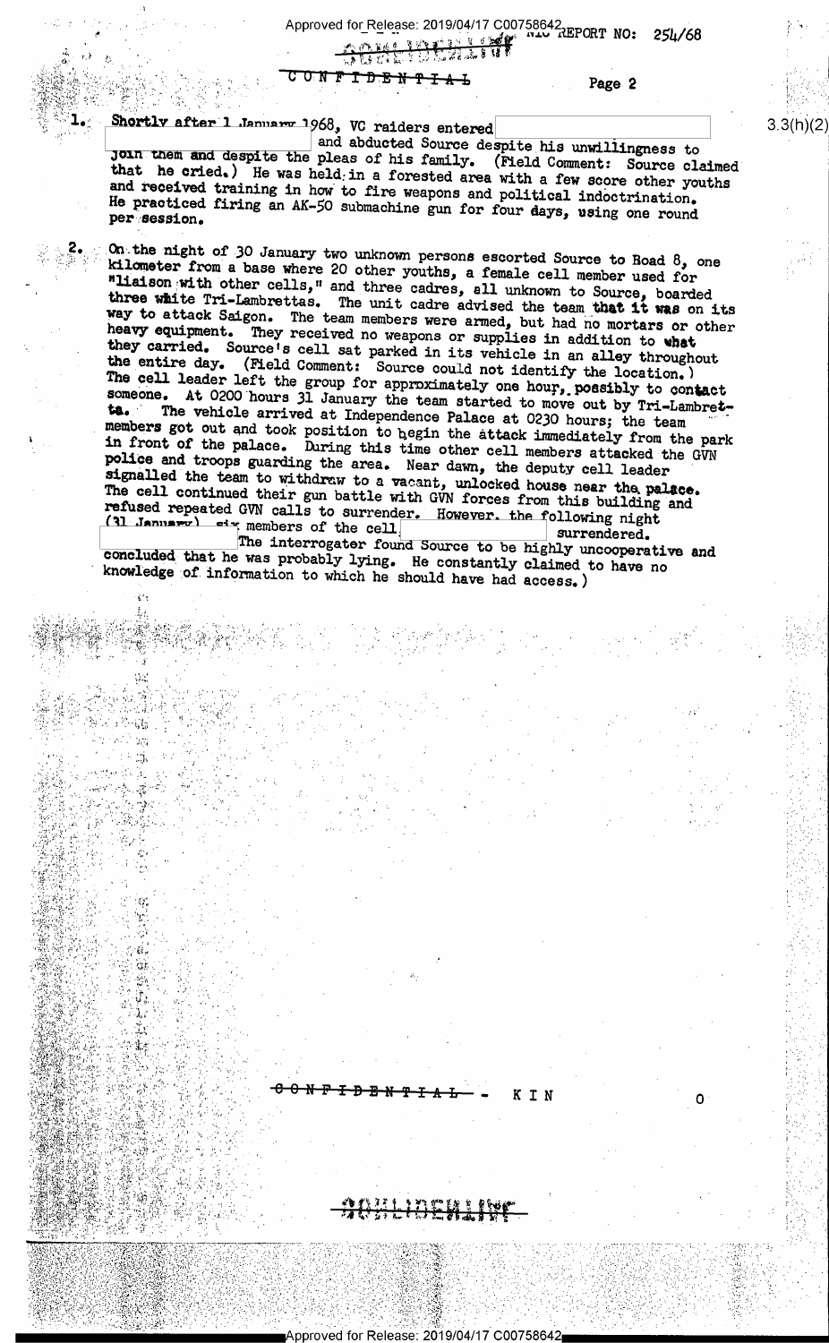1. Shortly after 1 January 1968, VC raiders entered [redacted] and abducted Source despite his unwillingness to join them and despite the pleas of his family. (Field Comment: Source claimed that he cried.) He was held in a forested area with a few score other youths and received training in how to fire weapons and political indoctrination. He practiced firing an AK-50 submachine gun for four days, using one round per session.

2. On the night of 30 January two unknown persons escorted Source to Road 8, one kilometer from a base where 20 other youths, a female cell member used for "liaison with other cells," and three cadres, all unknown to Source, boarded three white Tri-Lambrettas. The unit cadre advised the team that it was on its way to attack Saigon. The team members were armed, but had no mortars or other heavy equipment. They received no weapons or supplies in addition to what they carried. Source's cell sat parked in its vehicle in an alley throughout the entire day. (Field Comment: Source could not identify the location.) The cell leader left the group for approximately one hour, possibly to contact someone. At 0200 hours 31 January the team started to move out by Tri-Lambretta. The vehicle arrived at Independence Palace at 0230 hours; the team members got out and took position to begin the attack immediately from the park in front of the palace. During this time other cell members attacked the GVN police and troops guarding the area. Near dawn, the deputy cell leader signalled the team to withdraw to a vacant, unlocked house near the palace. The cell continued their gun battle with GVN forces from this building and refused repeated GVN calls to surrender. However, the following night (31 January) six members of the cell [redacted] surrendered. [redacted] The interrogater found Source to be highly uncooperative and concluded that he was probably lying. He constantly claimed to have no knowledge of information to which he should have had access.)

3.3(h)(2)